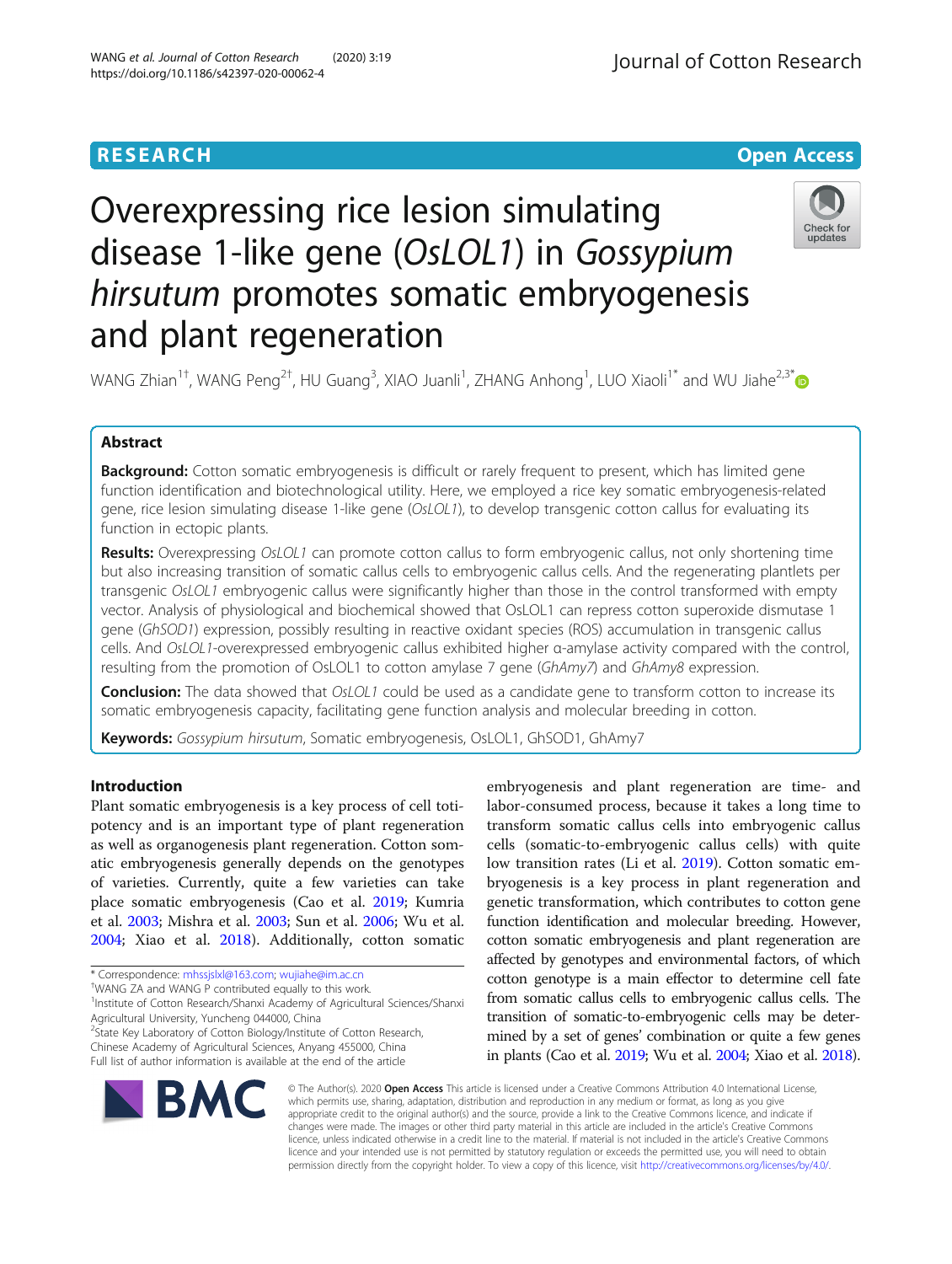RESEARCH

Open Access

# Overexpressing rice lesion simulating disease 1-like gene (*OsLOL1*) in *Gossypium hirsutum* promotes somatic embryogenesis and plant regeneration

WANG Zhian[1†], WANG Peng[2†], HU Guang[3], XIAO Juanli[1], ZHANG Anhong[1], LUO Xiaoli[1*] and WU Jiahe[2,3*]

## Abstract

**Background:** Cotton somatic embryogenesis is difficult or rarely frequent to present, which has limited gene function identification and biotechnological utility. Here, we employed a rice key somatic embryogenesis-related gene, rice lesion simulating disease 1-like gene (*OsLOL1*), to develop transgenic cotton callus for evaluating its function in ectopic plants.

**Results:** Overexpressing *OsLOL1* can promote cotton callus to form embryogenic callus, not only shortening time but also increasing transition of somatic callus cells to embryogenic callus cells. And the regenerating plantlets per transgenic *OsLOL1* embryogenic callus were significantly higher than those in the control transformed with empty vector. Analysis of physiological and biochemical showed that OsLOL1 can repress cotton superoxide dismutase 1 gene (*GhSOD1*) expression, possibly resulting in reactive oxidant species (ROS) accumulation in transgenic callus cells. And *OsLOL1*-overexpressed embryogenic callus exhibited higher α-amylase activity compared with the control, resulting from the promotion of OsLOL1 to cotton amylase 7 gene (*GhAmy7*) and *GhAmy8* expression.

**Conclusion:** The data showed that *OsLOL1* could be used as a candidate gene to transform cotton to increase its somatic embryogenesis capacity, facilitating gene function analysis and molecular breeding in cotton.

**Keywords:** *Gossypium hirsutum*, Somatic embryogenesis, OsLOL1, GhSOD1, GhAmy7

## Introduction

Plant somatic embryogenesis is a key process of cell totipotency and is an important type of plant regeneration as well as organogenesis plant regeneration. Cotton somatic embryogenesis generally depends on the genotypes of varieties. Currently, quite a few varieties can take place somatic embryogenesis (Cao et al. 2019; Kumria et al. 2003; Mishra et al. 2003; Sun et al. 2006; Wu et al. 2004; Xiao et al. 2018). Additionally, cotton somatic embryogenesis and plant regeneration are time- and labor-consumed process, because it takes a long time to transform somatic callus cells into embryogenic callus cells (somatic-to-embryogenic callus cells) with quite low transition rates (Li et al. 2019). Cotton somatic embryogenesis is a key process in plant regeneration and genetic transformation, which contributes to cotton gene function identification and molecular breeding. However, cotton somatic embryogenesis and plant regeneration are affected by genotypes and environmental factors, of which cotton genotype is a main effector to determine cell fate from somatic callus cells to embryogenic callus cells. The transition of somatic-to-embryogenic cells may be determined by a set of genes' combination or quite a few genes in plants (Cao et al. 2019; Wu et al. 2004; Xiao et al. 2018).

* Correspondence: mhssjslxl@163.com; wujiahe@im.ac.cn
†WANG ZA and WANG P contributed equally to this work.
[1]Institute of Cotton Research/Shanxi Academy of Agricultural Sciences/Shanxi Agricultural University, Yuncheng 044000, China
[2]State Key Laboratory of Cotton Biology/Institute of Cotton Research, Chinese Academy of Agricultural Sciences, Anyang 455000, China
Full list of author information is available at the end of the article

© The Author(s). 2020 **Open Access** This article is licensed under a Creative Commons Attribution 4.0 International License, which permits use, sharing, adaptation, distribution and reproduction in any medium or format, as long as you give appropriate credit to the original author(s) and the source, provide a link to the Creative Commons licence, and indicate if changes were made. The images or other third party material in this article are included in the article's Creative Commons licence, unless indicated otherwise in a credit line to the material. If material is not included in the article's Creative Commons licence and your intended use is not permitted by statutory regulation or exceeds the permitted use, you will need to obtain permission directly from the copyright holder. To view a copy of this licence, visit http://creativecommons.org/licenses/by/4.0/.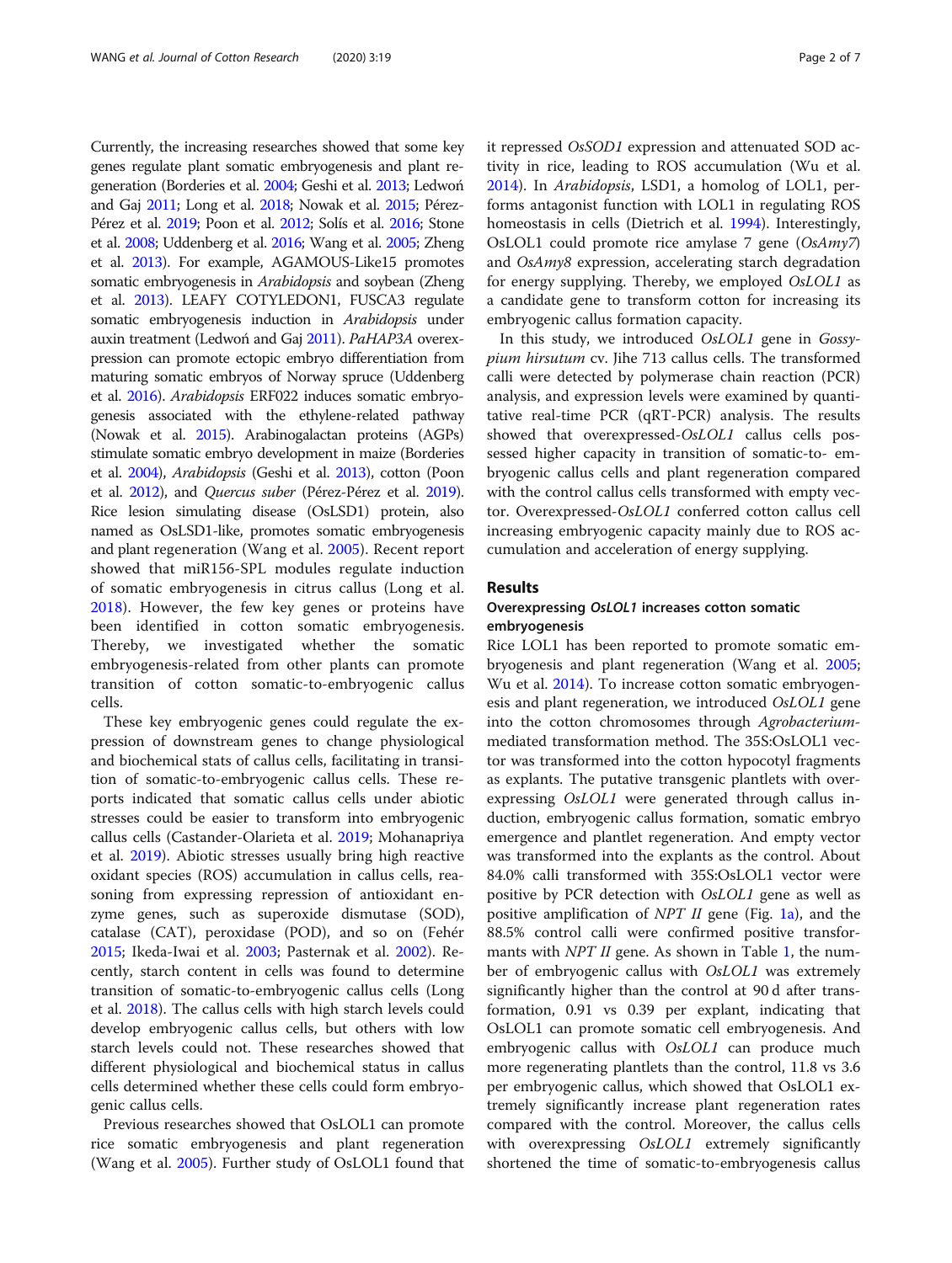Currently, the increasing researches showed that some key genes regulate plant somatic embryogenesis and plant regeneration (Borderies et al. 2004; Geshi et al. 2013; Ledwoń and Gaj 2011; Long et al. 2018; Nowak et al. 2015; Pérez-Pérez et al. 2019; Poon et al. 2012; Solís et al. 2016; Stone et al. 2008; Uddenberg et al. 2016; Wang et al. 2005; Zheng et al. 2013). For example, AGAMOUS-Like15 promotes somatic embryogenesis in *Arabidopsis* and soybean (Zheng et al. 2013). LEAFY COTYLEDON1, FUSCA3 regulate somatic embryogenesis induction in *Arabidopsis* under auxin treatment (Ledwoń and Gaj 2011). *PaHAP3A* overexpression can promote ectopic embryo differentiation from maturing somatic embryos of Norway spruce (Uddenberg et al. 2016). *Arabidopsis* ERF022 induces somatic embryogenesis associated with the ethylene-related pathway (Nowak et al. 2015). Arabinogalactan proteins (AGPs) stimulate somatic embryo development in maize (Borderies et al. 2004), *Arabidopsis* (Geshi et al. 2013), cotton (Poon et al. 2012), and *Quercus suber* (Pérez-Pérez et al. 2019). Rice lesion simulating disease (OsLSD1) protein, also named as OsLSD1-like, promotes somatic embryogenesis and plant regeneration (Wang et al. 2005). Recent report showed that miR156-SPL modules regulate induction of somatic embryogenesis in citrus callus (Long et al. 2018). However, the few key genes or proteins have been identified in cotton somatic embryogenesis. Thereby, we investigated whether the somatic embryogenesis-related from other plants can promote transition of cotton somatic-to-embryogenic callus cells.

These key embryogenic genes could regulate the expression of downstream genes to change physiological and biochemical stats of callus cells, facilitating in transition of somatic-to-embryogenic callus cells. These reports indicated that somatic callus cells under abiotic stresses could be easier to transform into embryogenic callus cells (Castander-Olarieta et al. 2019; Mohanapriya et al. 2019). Abiotic stresses usually bring high reactive oxidant species (ROS) accumulation in callus cells, reasoning from expressing repression of antioxidant enzyme genes, such as superoxide dismutase (SOD), catalase (CAT), peroxidase (POD), and so on (Fehér 2015; Ikeda-Iwai et al. 2003; Pasternak et al. 2002). Recently, starch content in cells was found to determine transition of somatic-to-embryogenic callus cells (Long et al. 2018). The callus cells with high starch levels could develop embryogenic callus cells, but others with low starch levels could not. These researches showed that different physiological and biochemical status in callus cells determined whether these cells could form embryogenic callus cells.

Previous researches showed that OsLOL1 can promote rice somatic embryogenesis and plant regeneration (Wang et al. 2005). Further study of OsLOL1 found that it repressed *OsSOD1* expression and attenuated SOD activity in rice, leading to ROS accumulation (Wu et al. 2014). In *Arabidopsis*, LSD1, a homolog of LOL1, performs antagonist function with LOL1 in regulating ROS homeostasis in cells (Dietrich et al. 1994). Interestingly, OsLOL1 could promote rice amylase 7 gene (*OsAmy7*) and *OsAmy8* expression, accelerating starch degradation for energy supplying. Thereby, we employed *OsLOL1* as a candidate gene to transform cotton for increasing its embryogenic callus formation capacity.

In this study, we introduced *OsLOL1* gene in *Gossypium hirsutum* cv. Jihe 713 callus cells. The transformed calli were detected by polymerase chain reaction (PCR) analysis, and expression levels were examined by quantitative real-time PCR (qRT-PCR) analysis. The results showed that overexpressed-*OsLOL1* callus cells possessed higher capacity in transition of somatic-to- embryogenic callus cells and plant regeneration compared with the control callus cells transformed with empty vector. Overexpressed-*OsLOL1* conferred cotton callus cell increasing embryogenic capacity mainly due to ROS accumulation and acceleration of energy supplying.

## Results

### Overexpressing *OsLOL1* increases cotton somatic embryogenesis

Rice LOL1 has been reported to promote somatic embryogenesis and plant regeneration (Wang et al. 2005; Wu et al. 2014). To increase cotton somatic embryogenesis and plant regeneration, we introduced *OsLOL1* gene into the cotton chromosomes through *Agrobacterium*-mediated transformation method. The 35S:OsLOL1 vector was transformed into the cotton hypocotyl fragments as explants. The putative transgenic plantlets with overexpressing *OsLOL1* were generated through callus induction, embryogenic callus formation, somatic embryo emergence and plantlet regeneration. And empty vector was transformed into the explants as the control. About 84.0% calli transformed with 35S:OsLOL1 vector were positive by PCR detection with *OsLOL1* gene as well as positive amplification of *NPT II* gene (Fig. 1a), and the 88.5% control calli were confirmed positive transformants with *NPT II* gene. As shown in Table 1, the number of embryogenic callus with *OsLOL1* was extremely significantly higher than the control at 90 d after transformation, 0.91 vs 0.39 per explant, indicating that OsLOL1 can promote somatic cell embryogenesis. And embryogenic callus with *OsLOL1* can produce much more regenerating plantlets than the control, 11.8 vs 3.6 per embryogenic callus, which showed that OsLOL1 extremely significantly increase plant regeneration rates compared with the control. Moreover, the callus cells with overexpressing *OsLOL1* extremely significantly shortened the time of somatic-to-embryogenesis callus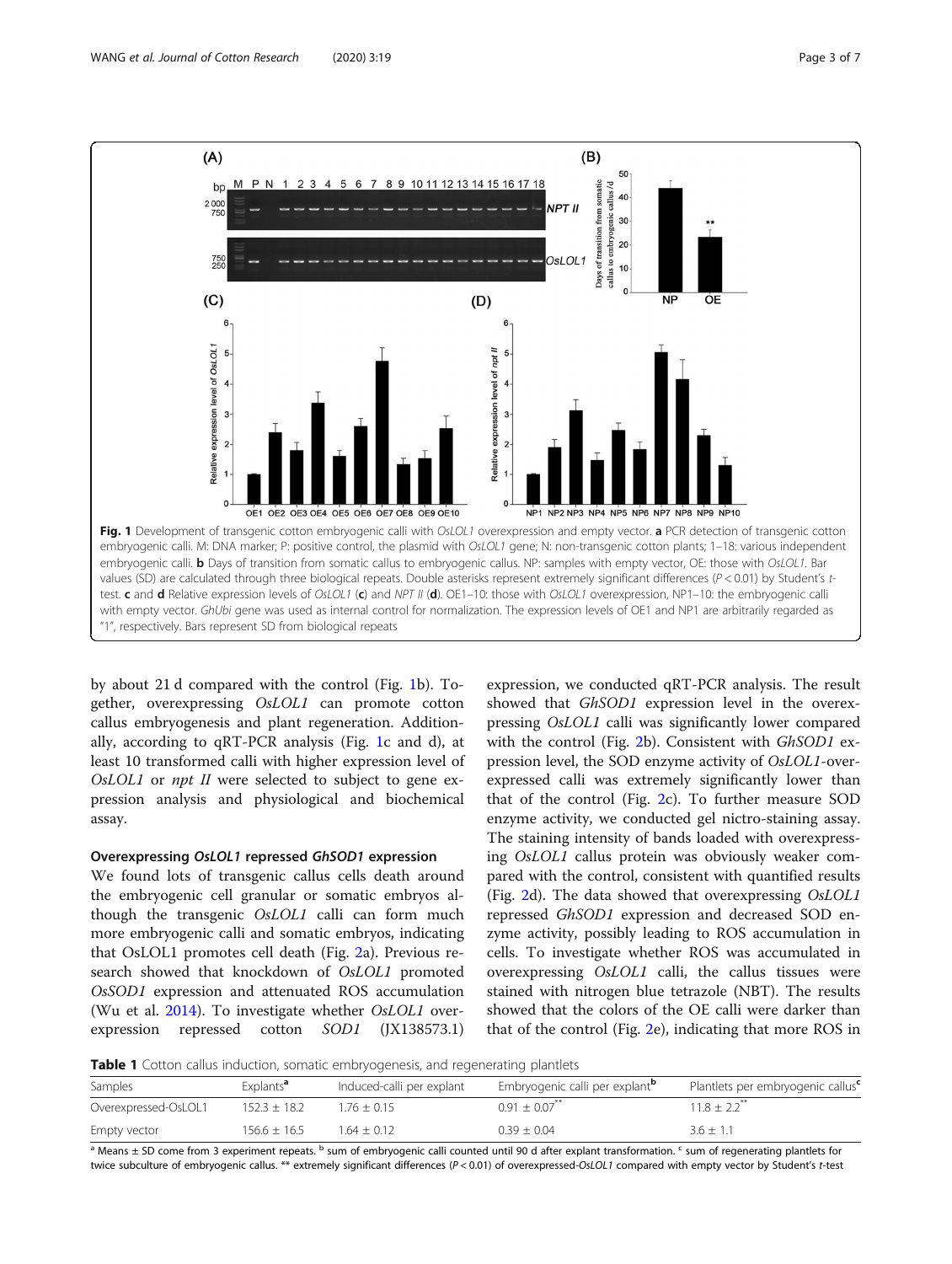**Fig. 1** Development of transgenic cotton embryogenic calli with *OsLOL1* overexpression and empty vector. **a** PCR detection of transgenic cotton embryogenic calli. M: DNA marker; P: positive control, the plasmid with *OsLOL1* gene; N: non-transgenic cotton plants; 1–18: various independent embryogenic calli. **b** Days of transition from somatic callus to embryogenic callus. NP: samples with empty vector, OE: those with *OsLOL1*. Bar values (SD) are calculated through three biological repeats. Double asterisks represent extremely significant differences ($P < 0.01$) by Student's *t*-test. **c** and **d** Relative expression levels of *OsLOL1* (**c**) and *NPT II* (**d**). OE1–10: those with *OsLOL1* overexpression, NP1–10: the embryogenic calli with empty vector. *GhUbi* gene was used as internal control for normalization. The expression levels of OE1 and NP1 are arbitrarily regarded as "1", respectively. Bars represent SD from biological repeats

by about 21 d compared with the control (Fig. 1b). Together, overexpressing *OsLOL1* can promote cotton callus embryogenesis and plant regeneration. Additionally, according to qRT-PCR analysis (Fig. 1c and d), at least 10 transformed calli with higher expression level of *OsLOL1* or *npt II* were selected to subject to gene expression analysis and physiological and biochemical assay.

### Overexpressing *OsLOL1* repressed *GhSOD1* expression

We found lots of transgenic callus cells death around the embryogenic cell granular or somatic embryos although the transgenic *OsLOL1* calli can form much more embryogenic calli and somatic embryos, indicating that OsLOL1 promotes cell death (Fig. 2a). Previous research showed that knockdown of *OsLOL1* promoted *OsSOD1* expression and attenuated ROS accumulation (Wu et al. 2014). To investigate whether *OsLOL1* overexpression repressed cotton *SOD1* (JX138573.1) expression, we conducted qRT-PCR analysis. The result showed that *GhSOD1* expression level in the overexpressing *OsLOL1* calli was significantly lower compared with the control (Fig. 2b). Consistent with *GhSOD1* expression level, the SOD enzyme activity of *OsLOL1*-overexpressed calli was extremely significantly lower than that of the control (Fig. 2c). To further measure SOD enzyme activity, we conducted gel nictro-staining assay. The staining intensity of bands loaded with overexpressing *OsLOL1* callus protein was obviously weaker compared with the control, consistent with quantified results (Fig. 2d). The data showed that overexpressing *OsLOL1* repressed *GhSOD1* expression and decreased SOD enzyme activity, possibly leading to ROS accumulation in cells. To investigate whether ROS was accumulated in overexpressing *OsLOL1* calli, the callus tissues were stained with nitrogen blue tetrazole (NBT). The results showed that the colors of the OE calli were darker than that of the control (Fig. 2e), indicating that more ROS in

**Table 1** Cotton callus induction, somatic embryogenesis, and regenerating plantlets

| Samples | Explants[a] | Induced-calli per explant | Embryogenic calli per explant[b] | Plantlets per embryogenic callus[c] |
|---|---|---|---|---|
| Overexpressed-OsLOL1 | 152.3 ± 18.2 | 1.76 ± 0.15 | 0.91 ± 0.07** | 11.8 ± 2.2** |
| Empty vector | 156.6 ± 16.5 | 1.64 ± 0.12 | 0.39 ± 0.04 | 3.6 ± 1.1 |

[a] Means ± SD come from 3 experiment repeats. [b] sum of embryogenic calli counted until 90 d after explant transformation. [c] sum of regenerating plantlets for twice subculture of embryogenic callus. ** extremely significant differences ($P < 0.01$) of overexpressed-*OsLOL1* compared with empty vector by Student's *t*-test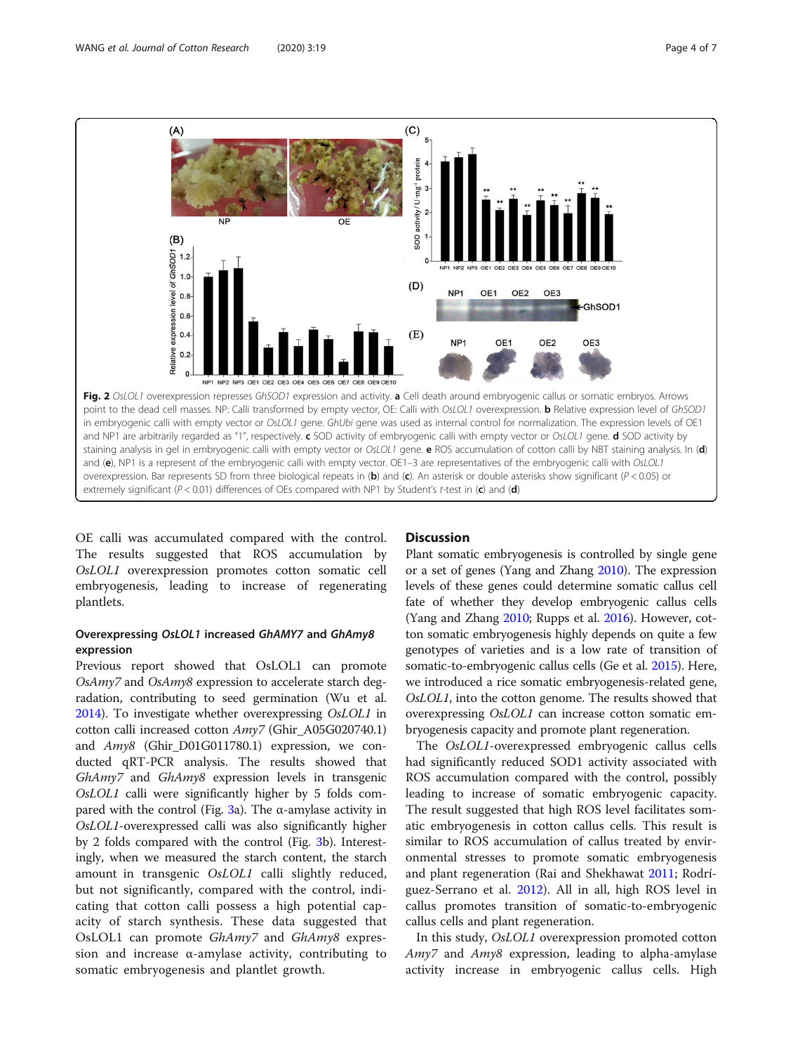**Fig. 2** *OsLOL1* overexpression represses *GhSOD1* expression and activity. **a** Cell death around embryogenic callus or somatic embryos. Arrows point to the dead cell masses. NP: Calli transformed by empty vector, OE: Calli with *OsLOL1* overexpression. **b** Relative expression level of *GhSOD1* in embryogenic calli with empty vector or *OsLOL1* gene. *GhUbi* gene was used as internal control for normalization. The expression levels of OE1 and NP1 are arbitrarily regarded as "1", respectively. **c** SOD activity of embryogenic calli with empty vector or *OsLOL1* gene. **d** SOD activity by staining analysis in gel in embryogenic calli with empty vector or *OsLOL1* gene. **e** ROS accumulation of cotton calli by NBT staining analysis. In (**d**) and (**e**), NP1 is a represent of the embryogenic calli with empty vector. OE1–3 are representatives of the embryogenic calli with *OsLOL1* overexpression. Bar represents SD from three biological repeats in (**b**) and (**c**). An asterisk or double asterisks show significant ($P < 0.05$) or extremely significant ($P < 0.01$) differences of OEs compared with NP1 by Student's *t*-test in (**c**) and (**d**)

OE calli was accumulated compared with the control. The results suggested that ROS accumulation by *OsLOL1* overexpression promotes cotton somatic cell embryogenesis, leading to increase of regenerating plantlets.

### Overexpressing *OsLOL1* increased *GhAMY7* and *GhAmy8* expression

Previous report showed that OsLOL1 can promote *OsAmy7* and *OsAmy8* expression to accelerate starch degradation, contributing to seed germination (Wu et al. 2014). To investigate whether overexpressing *OsLOL1* in cotton calli increased cotton *Amy7* (Ghir_A05G020740.1) and *Amy8* (Ghir_D01G011780.1) expression, we conducted qRT-PCR analysis. The results showed that *GhAmy7* and *GhAmy8* expression levels in transgenic *OsLOL1* calli were significantly higher by 5 folds compared with the control (Fig. 3a). The α-amylase activity in *OsLOL1*-overexpressed calli was also significantly higher by 2 folds compared with the control (Fig. 3b). Interestingly, when we measured the starch content, the starch amount in transgenic *OsLOL1* calli slightly reduced, but not significantly, compared with the control, indicating that cotton calli possess a high potential capacity of starch synthesis. These data suggested that OsLOL1 can promote *GhAmy7* and *GhAmy8* expression and increase α-amylase activity, contributing to somatic embryogenesis and plantlet growth.

## Discussion

Plant somatic embryogenesis is controlled by single gene or a set of genes (Yang and Zhang 2010). The expression levels of these genes could determine somatic callus cell fate of whether they develop embryogenic callus cells (Yang and Zhang 2010; Rupps et al. 2016). However, cotton somatic embryogenesis highly depends on quite a few genotypes of varieties and is a low rate of transition of somatic-to-embryogenic callus cells (Ge et al. 2015). Here, we introduced a rice somatic embryogenesis-related gene, *OsLOL1*, into the cotton genome. The results showed that overexpressing *OsLOL1* can increase cotton somatic embryogenesis capacity and promote plant regeneration.

The *OsLOL1*-overexpressed embryogenic callus cells had significantly reduced SOD1 activity associated with ROS accumulation compared with the control, possibly leading to increase of somatic embryogenic capacity. The result suggested that high ROS level facilitates somatic embryogenesis in cotton callus cells. This result is similar to ROS accumulation of callus treated by environmental stresses to promote somatic embryogenesis and plant regeneration (Rai and Shekhawat 2011; Rodríguez-Serrano et al. 2012). All in all, high ROS level in callus promotes transition of somatic-to-embryogenic callus cells and plant regeneration.

In this study, *OsLOL1* overexpression promoted cotton *Amy7* and *Amy8* expression, leading to alpha-amylase activity increase in embryogenic callus cells. High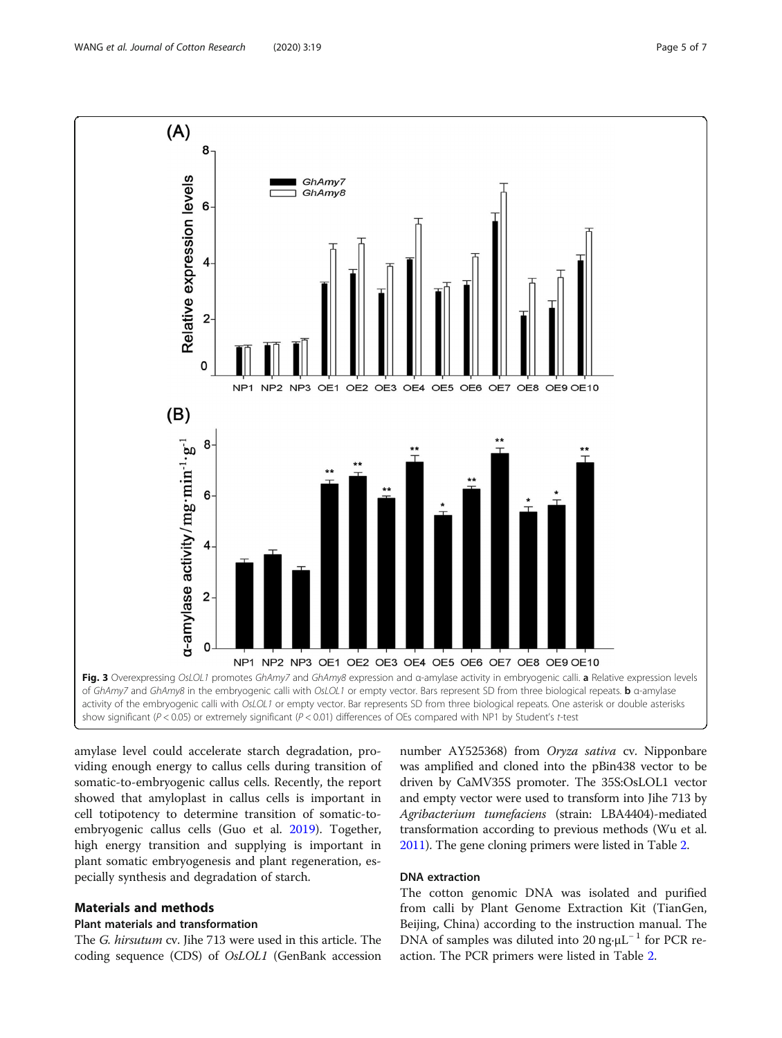Fig. 3 Overexpressing *OsLOL1* promotes *GhAmy7* and *GhAmy8* expression and α-amylase activity in embryogenic calli. **a** Relative expression levels of *GhAmy7* and *GhAmy8* in the embryogenic calli with *OsLOL1* or empty vector. Bars represent SD from three biological repeats. **b** α-amylase activity of the embryogenic calli with *OsLOL1* or empty vector. Bar represents SD from three biological repeats. One asterisk or double asterisks show significant ($P < 0.05$) or extremely significant ($P < 0.01$) differences of OEs compared with NP1 by Student's *t*-test

amylase level could accelerate starch degradation, providing enough energy to callus cells during transition of somatic-to-embryogenic callus cells. Recently, the report showed that amyloplast in callus cells is important in cell totipotency to determine transition of somatic-to-embryogenic callus cells (Guo et al. 2019). Together, high energy transition and supplying is important in plant somatic embryogenesis and plant regeneration, especially synthesis and degradation of starch.

## Materials and methods

### Plant materials and transformation

The *G. hirsutum* cv. Jihe 713 were used in this article. The coding sequence (CDS) of *OsLOL1* (GenBank accession number AY525368) from *Oryza sativa* cv. Nipponbare was amplified and cloned into the pBin438 vector to be driven by CaMV35S promoter. The 35S:OsLOL1 vector and empty vector were used to transform into Jihe 713 by *Agribacterium tumefaciens* (strain: LBA4404)-mediated transformation according to previous methods (Wu et al. 2011). The gene cloning primers were listed in Table 2.

### DNA extraction

The cotton genomic DNA was isolated and purified from calli by Plant Genome Extraction Kit (TianGen, Beijing, China) according to the instruction manual. The DNA of samples was diluted into $20\ \text{ng}\cdot\mu\text{L}^{-1}$ for PCR reaction. The PCR primers were listed in Table 2.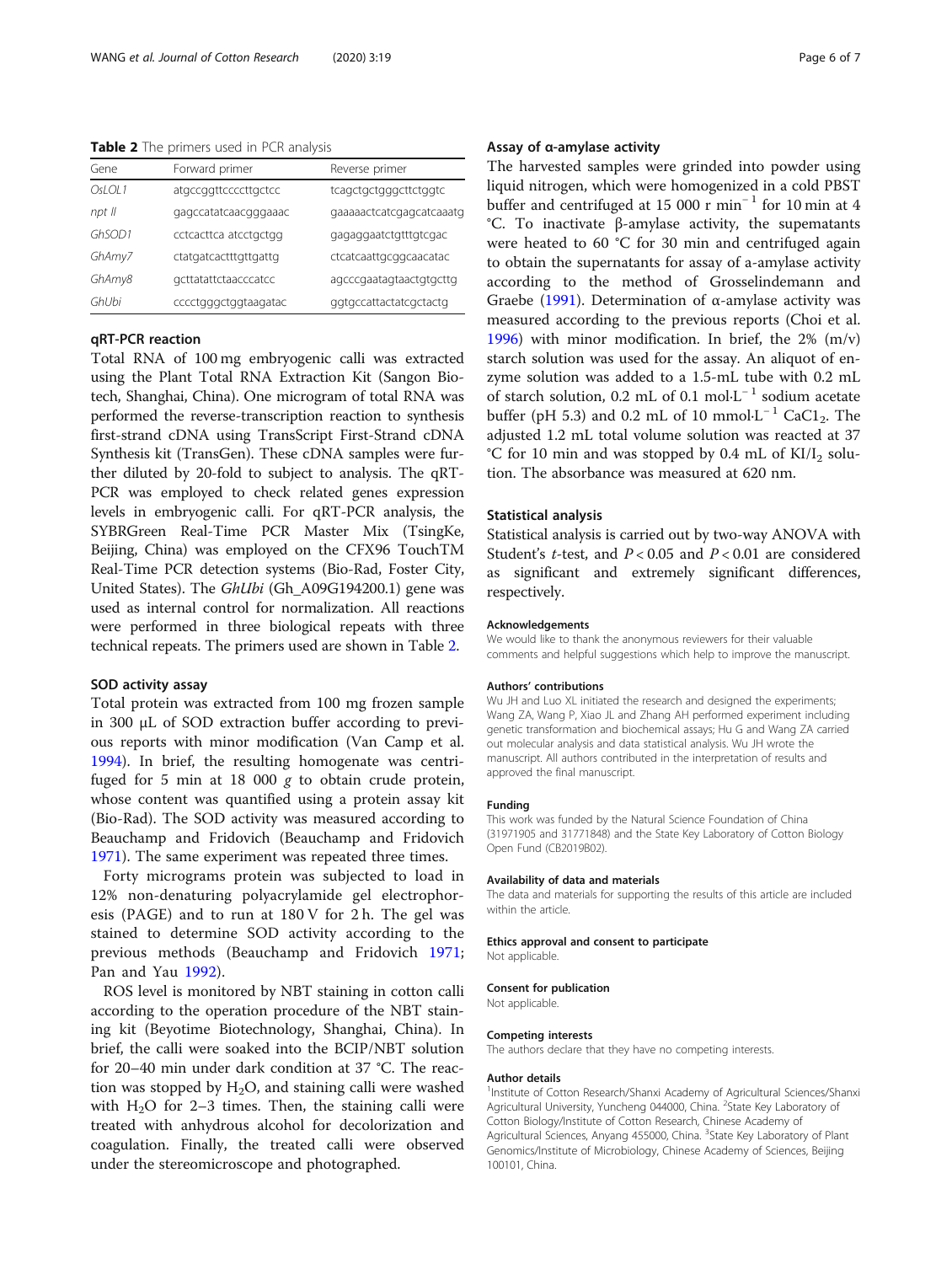**Table 2** The primers used in PCR analysis

| Gene | Forward primer | Reverse primer |
|---|---|---|
| *OsLOL1* | atgccggttccccttgctcc | tcagctgctgggcttctggtc |
| *npt II* | gagccatatcaacgggaaac | gaaaaactcatcgagcatcaaatg |
| *GhSOD1* | cctcacttca atcctgctgg | gagaggaatctgtttgtcgac |
| *GhAmy7* | ctatgatcactttgttgattg | ctcatcaattgcggcaacatac |
| *GhAmy8* | gcttatattctaacccatcc | agcccgaatagtaactgtgcttg |
| *GhUbi* | cccctgggctggtaagatac | ggtgccattactatcgctactg |

### qRT-PCR reaction

Total RNA of 100 mg embryogenic calli was extracted using the Plant Total RNA Extraction Kit (Sangon Biotech, Shanghai, China). One microgram of total RNA was performed the reverse-transcription reaction to synthesis first-strand cDNA using TransScript First-Strand cDNA Synthesis kit (TransGen). These cDNA samples were further diluted by 20-fold to subject to analysis. The qRT-PCR was employed to check related genes expression levels in embryogenic calli. For qRT-PCR analysis, the SYBRGreen Real-Time PCR Master Mix (TsingKe, Beijing, China) was employed on the CFX96 TouchTM Real-Time PCR detection systems (Bio-Rad, Foster City, United States). The *GhUbi* (Gh_A09G194200.1) gene was used as internal control for normalization. All reactions were performed in three biological repeats with three technical repeats. The primers used are shown in Table 2.

### SOD activity assay

Total protein was extracted from 100 mg frozen sample in 300 μL of SOD extraction buffer according to previous reports with minor modification (Van Camp et al. 1994). In brief, the resulting homogenate was centrifuged for 5 min at 18 000 *g* to obtain crude protein, whose content was quantified using a protein assay kit (Bio-Rad). The SOD activity was measured according to Beauchamp and Fridovich (Beauchamp and Fridovich 1971). The same experiment was repeated three times.

Forty micrograms protein was subjected to load in 12% non-denaturing polyacrylamide gel electrophoresis (PAGE) and to run at 180 V for 2 h. The gel was stained to determine SOD activity according to the previous methods (Beauchamp and Fridovich 1971; Pan and Yau 1992).

ROS level is monitored by NBT staining in cotton calli according to the operation procedure of the NBT staining kit (Beyotime Biotechnology, Shanghai, China). In brief, the calli were soaked into the BCIP/NBT solution for 20–40 min under dark condition at 37 °C. The reaction was stopped by $H_2O$, and staining calli were washed with $H_2O$ for 2–3 times. Then, the staining calli were treated with anhydrous alcohol for decolorization and coagulation. Finally, the treated calli were observed under the stereomicroscope and photographed.

### Assay of α-amylase activity

The harvested samples were grinded into powder using liquid nitrogen, which were homogenized in a cold PBST buffer and centrifuged at 15 000 r $min^{-1}$ for 10 min at 4 °C. To inactivate β-amylase activity, the supematants were heated to 60 °C for 30 min and centrifuged again to obtain the supernatants for assay of a-amylase activity according to the method of Grosselindemann and Graebe (1991). Determination of α-amylase activity was measured according to the previous reports (Choi et al. 1996) with minor modification. In brief, the 2% (m/v) starch solution was used for the assay. An aliquot of enzyme solution was added to a 1.5-mL tube with 0.2 mL of starch solution, 0.2 mL of 0.1 mol·$L^{-1}$ sodium acetate buffer (pH 5.3) and 0.2 mL of 10 mmol·$L^{-1}$ $CaC1_2$. The adjusted 1.2 mL total volume solution was reacted at 37 °C for 10 min and was stopped by 0.4 mL of $KI/I_2$ solution. The absorbance was measured at 620 nm.

### Statistical analysis

Statistical analysis is carried out by two-way ANOVA with Student's *t*-test, and $P < 0.05$ and $P < 0.01$ are considered as significant and extremely significant differences, respectively.

#### Acknowledgements

We would like to thank the anonymous reviewers for their valuable comments and helpful suggestions which help to improve the manuscript.

#### Authors' contributions

Wu JH and Luo XL initiated the research and designed the experiments; Wang ZA, Wang P, Xiao JL and Zhang AH performed experiment including genetic transformation and biochemical assays; Hu G and Wang ZA carried out molecular analysis and data statistical analysis. Wu JH wrote the manuscript. All authors contributed in the interpretation of results and approved the final manuscript.

#### Funding

This work was funded by the Natural Science Foundation of China (31971905 and 31771848) and the State Key Laboratory of Cotton Biology Open Fund (CB2019B02).

#### Availability of data and materials

The data and materials for supporting the results of this article are included within the article.

#### Ethics approval and consent to participate

Not applicable.

#### Consent for publication

Not applicable.

#### Competing interests

The authors declare that they have no competing interests.

#### Author details

[1]Institute of Cotton Research/Shanxi Academy of Agricultural Sciences/Shanxi Agricultural University, Yuncheng 044000, China. [2]State Key Laboratory of Cotton Biology/Institute of Cotton Research, Chinese Academy of Agricultural Sciences, Anyang 455000, China. [3]State Key Laboratory of Plant Genomics/Institute of Microbiology, Chinese Academy of Sciences, Beijing 100101, China.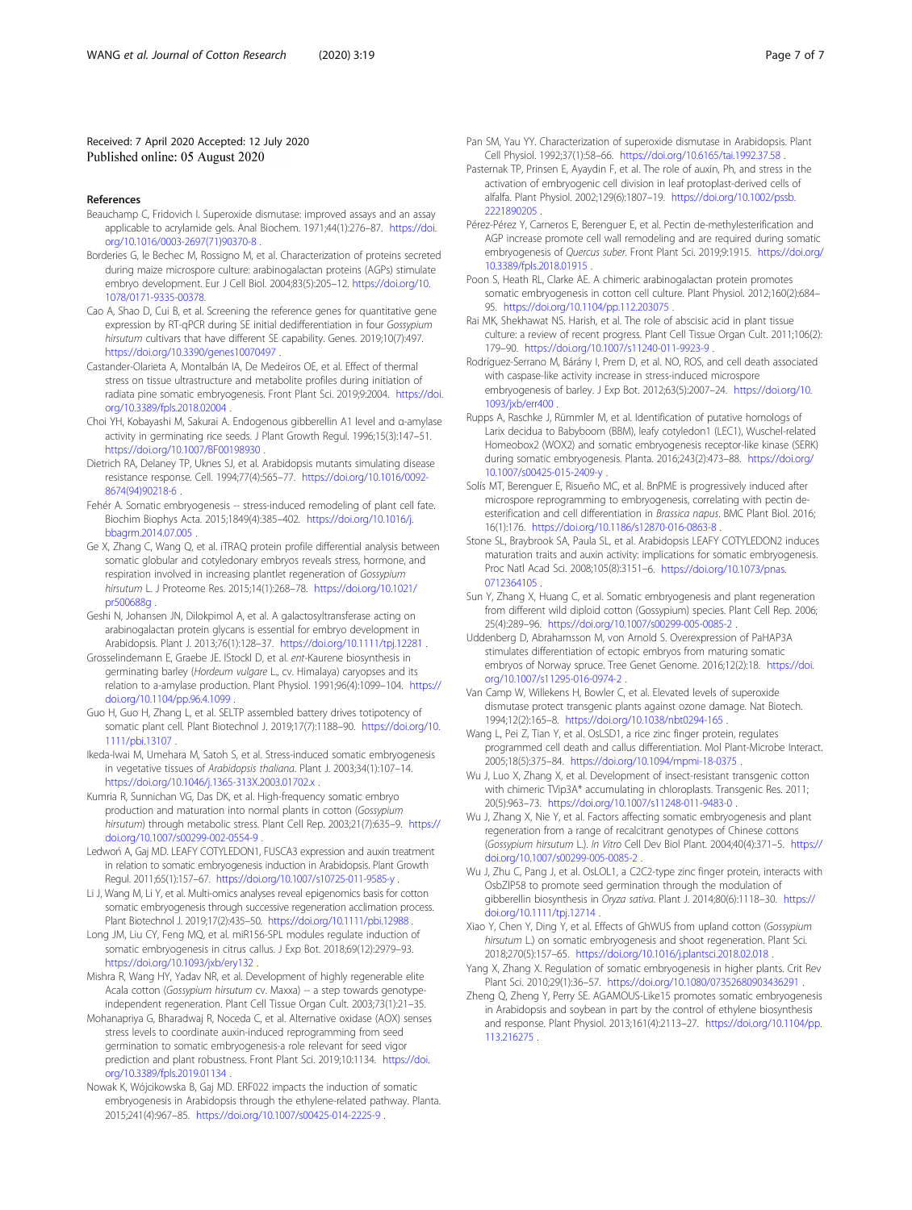Received: 7 April 2020 Accepted: 12 July 2020
Published online: 05 August 2020

## References

Beauchamp C, Fridovich I. Superoxide dismutase: improved assays and an assay applicable to acrylamide gels. Anal Biochem. 1971;44(1):276–87. https://doi.org/10.1016/0003-2697(71)90370-8 .

Borderies G, le Bechec M, Rossigno M, et al. Characterization of proteins secreted during maize microspore culture: arabinogalactan proteins (AGPs) stimulate embryo development. Eur J Cell Biol. 2004;83(5):205–12. https://doi.org/10.1078/0171-9335-00378.

Cao A, Shao D, Cui B, et al. Screening the reference genes for quantitative gene expression by RT-qPCR during SE initial dedifferentiation in four *Gossypium hirsutum* cultivars that have different SE capability. Genes. 2019;10(7):497. https://doi.org/10.3390/genes10070497 .

Castander-Olarieta A, Montalbán IA, De Medeiros OE, et al. Effect of thermal stress on tissue ultrastructure and metabolite profiles during initiation of radiata pine somatic embryogenesis. Front Plant Sci. 2019;9:2004. https://doi.org/10.3389/fpls.2018.02004 .

Choi YH, Kobayashi M, Sakurai A. Endogenous gibberellin A1 level and α-amylase activity in germinating rice seeds. J Plant Growth Regul. 1996;15(3):147–51. https://doi.org/10.1007/BF00198930 .

Dietrich RA, Delaney TP, Uknes SJ, et al. Arabidopsis mutants simulating disease resistance response. Cell. 1994;77(4):565–77. https://doi.org/10.1016/0092-8674(94)90218-6 .

Fehér A. Somatic embryogenesis -- stress-induced remodeling of plant cell fate. Biochim Biophys Acta. 2015;1849(4):385–402. https://doi.org/10.1016/j.bbagrm.2014.07.005 .

Ge X, Zhang C, Wang Q, et al. iTRAQ protein profile differential analysis between somatic globular and cotyledonary embryos reveals stress, hormone, and respiration involved in increasing plantlet regeneration of *Gossypium hirsutum* L. J Proteome Res. 2015;14(1):268–78. https://doi.org/10.1021/pr500688g .

Geshi N, Johansen JN, Dilokpimol A, et al. A galactosyltransferase acting on arabinogalactan protein glycans is essential for embryo development in Arabidopsis. Plant J. 2013;76(1):128–37. https://doi.org/10.1111/tpj.12281 .

Grosselindemann E, Graebe JE. lStockl D, et al. *ent*-Kaurene biosynthesis in germinating barley (*Hordeum vulgare* L., cv. Himalaya) caryopses and its relation to a-amylase production. Plant Physiol. 1991;96(4):1099–104. https://doi.org/10.1104/pp.96.4.1099 .

Guo H, Guo H, Zhang L, et al. SELTP assembled battery drives totipotency of somatic plant cell. Plant Biotechnol J. 2019;17(7):1188–90. https://doi.org/10.1111/pbi.13107 .

Ikeda-Iwai M, Umehara M, Satoh S, et al. Stress-induced somatic embryogenesis in vegetative tissues of *Arabidopsis thaliana*. Plant J. 2003;34(1):107–14. https://doi.org/10.1046/j.1365-313X.2003.01702.x .

Kumria R, Sunnichan VG, Das DK, et al. High-frequency somatic embryo production and maturation into normal plants in cotton (*Gossypium hirsutum*) through metabolic stress. Plant Cell Rep. 2003;21(7):635–9. https://doi.org/10.1007/s00299-002-0554-9 .

Ledwoń A, Gaj MD. LEAFY COTYLEDON1, FUSCA3 expression and auxin treatment in relation to somatic embryogenesis induction in Arabidopsis. Plant Growth Regul. 2011;65(1):157–67. https://doi.org/10.1007/s10725-011-9585-y .

Li J, Wang M, Li Y, et al. Multi-omics analyses reveal epigenomics basis for cotton somatic embryogenesis through successive regeneration acclimation process. Plant Biotechnol J. 2019;17(2):435–50. https://doi.org/10.1111/pbi.12988 .

Long JM, Liu CY, Feng MQ, et al. miR156-SPL modules regulate induction of somatic embryogenesis in citrus callus. J Exp Bot. 2018;69(12):2979–93. https://doi.org/10.1093/jxb/ery132 .

Mishra R, Wang HY, Yadav NR, et al. Development of highly regenerable elite Acala cotton (*Gossypium hirsutum* cv. Maxxa) -- a step towards genotype-independent regeneration. Plant Cell Tissue Organ Cult. 2003;73(1):21–35.

Mohanapriya G, Bharadwaj R, Noceda C, et al. Alternative oxidase (AOX) senses stress levels to coordinate auxin-induced reprogramming from seed germination to somatic embryogenesis-a role relevant for seed vigor prediction and plant robustness. Front Plant Sci. 2019;10:1134. https://doi.org/10.3389/fpls.2019.01134 .

Nowak K, Wójcikowska B, Gaj MD. ERF022 impacts the induction of somatic embryogenesis in Arabidopsis through the ethylene-related pathway. Planta. 2015;241(4):967–85. https://doi.org/10.1007/s00425-014-2225-9 .

Pan SM, Yau YY. Characterization of superoxide dismutase in Arabidopsis. Plant Cell Physiol. 1992;37(1):58–66. https://doi.org/10.6165/tai.1992.37.58 .

Pasternak TP, Prinsen E, Ayaydin F, et al. The role of auxin, Ph, and stress in the activation of embryogenic cell division in leaf protoplast-derived cells of alfalfa. Plant Physiol. 2002;129(6):1807–19. https://doi.org/10.1002/pssb.2221890205 .

Pérez-Pérez Y, Carneros E, Berenguer E, et al. Pectin de-methylesterification and AGP increase promote cell wall remodeling and are required during somatic embryogenesis of *Quercus suber*. Front Plant Sci. 2019;9:1915. https://doi.org/10.3389/fpls.2018.01915 .

Poon S, Heath RL, Clarke AE. A chimeric arabinogalactan protein promotes somatic embryogenesis in cotton cell culture. Plant Physiol. 2012;160(2):684–95. https://doi.org/10.1104/pp.112.203075 .

Rai MK, Shekhawat NS. Harish, et al. The role of abscisic acid in plant tissue culture: a review of recent progress. Plant Cell Tissue Organ Cult. 2011;106(2):179–90. https://doi.org/10.1007/s11240-011-9923-9 .

Rodríguez-Serrano M, Bárány I, Prem D, et al. NO, ROS, and cell death associated with caspase-like activity increase in stress-induced microspore embryogenesis of barley. J Exp Bot. 2012;63(5):2007–24. https://doi.org/10.1093/jxb/err400 .

Rupps A, Raschke J, Rümmler M, et al. Identification of putative homologs of Larix decidua to Babyboom (BBM), leafy cotyledon1 (LEC1), Wuschel-related Homeobox2 (WOX2) and somatic embryogenesis receptor-like kinase (SERK) during somatic embryogenesis. Planta. 2016;243(2):473–88. https://doi.org/10.1007/s00425-015-2409-y .

Solís MT, Berenguer E, Risueño MC, et al. BnPME is progressively induced after microspore reprogramming to embryogenesis, correlating with pectin de-esterification and cell differentiation in *Brassica napus*. BMC Plant Biol. 2016;16(1):176. https://doi.org/10.1186/s12870-016-0863-8 .

Stone SL, Braybrook SA, Paula SL, et al. Arabidopsis LEAFY COTYLEDON2 induces maturation traits and auxin activity: implications for somatic embryogenesis. Proc Natl Acad Sci. 2008;105(8):3151–6. https://doi.org/10.1073/pnas.0712364105 .

Sun Y, Zhang X, Huang C, et al. Somatic embryogenesis and plant regeneration from different wild diploid cotton (Gossypium) species. Plant Cell Rep. 2006;25(4):289–96. https://doi.org/10.1007/s00299-005-0085-2 .

Uddenberg D, Abrahamsson M, von Arnold S. Overexpression of PaHAP3A stimulates differentiation of ectopic embryos from maturing somatic embryos of Norway spruce. Tree Genet Genome. 2016;12(2):18. https://doi.org/10.1007/s11295-016-0974-2 .

Van Camp W, Willekens H, Bowler C, et al. Elevated levels of superoxide dismutase protect transgenic plants against ozone damage. Nat Biotech. 1994;12(2):165–8. https://doi.org/10.1038/nbt0294-165 .

Wang L, Pei Z, Tian Y, et al. OsLSD1, a rice zinc finger protein, regulates programmed cell death and callus differentiation. Mol Plant-Microbe Interact. 2005;18(5):375–84. https://doi.org/10.1094/mpmi-18-0375 .

Wu J, Luo X, Zhang X, et al. Development of insect-resistant transgenic cotton with chimeric TVip3A* accumulating in chloroplasts. Transgenic Res. 2011;20(5):963–73. https://doi.org/10.1007/s11248-011-9483-0 .

Wu J, Zhang X, Nie Y, et al. Factors affecting somatic embryogenesis and plant regeneration from a range of recalcitrant genotypes of Chinese cottons (*Gossypium hirsutum* L.). *In Vitro* Cell Dev Biol Plant. 2004;40(4):371–5. https://doi.org/10.1007/s00299-005-0085-2 .

Wu J, Zhu C, Pang J, et al. OsLOL1, a C2C2-type zinc finger protein, interacts with OsbZIP58 to promote seed germination through the modulation of gibberellin biosynthesis in *Oryza sativa*. Plant J. 2014;80(6):1118–30. https://doi.org/10.1111/tpj.12714 .

Xiao Y, Chen Y, Ding Y, et al. Effects of GhWUS from upland cotton (*Gossypium hirsutum* L.) on somatic embryogenesis and shoot regeneration. Plant Sci. 2018;270(5):157–65. https://doi.org/10.1016/j.plantsci.2018.02.018 .

Yang X, Zhang X. Regulation of somatic embryogenesis in higher plants. Crit Rev Plant Sci. 2010;29(1):36–57. https://doi.org/10.1080/07352680903436291 .

Zheng Q, Zheng Y, Perry SE. AGAMOUS-Like15 promotes somatic embryogenesis in Arabidopsis and soybean in part by the control of ethylene biosynthesis and response. Plant Physiol. 2013;161(4):2113–27. https://doi.org/10.1104/pp.113.216275 .